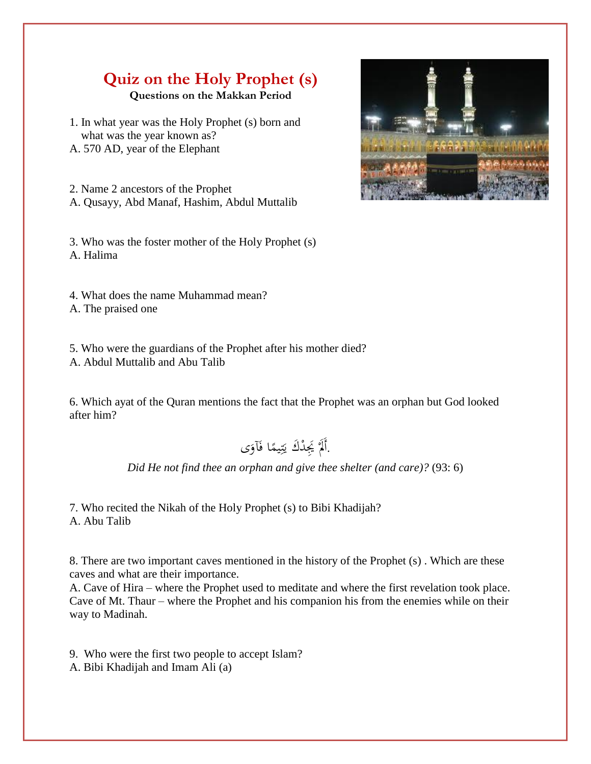# Quiz on the Holy Prophet (s)

**Questions on the Makkan Period**

1. In what year was the Holy Prophet (s) born and what was the year known as?

A. 570 AD, year of the Elephant

2. Name 2 ancestors of the Prophet

A. Qusayy, Abd Manaf, Hashim, Abdul Muttalib

3. Who was the foster mother of the Holy Prophet (s)

A. Halima

4. What does the name Muhammad mean?

A. The praised one

5. Who were the guardians of the Prophet after his mother died?

A. Abdul Muttalib and Abu Talib

6. Which ayat of the Quran mentions the fact that the Prophet was an orphan but God looked after him?

.أَلَمْ يَجِدْكَ يَتِيمًا فَآوَى

*Did He not find thee an orphan and give thee shelter (and care)?* (93: 6)

7. Who recited the Nikah of the Holy Prophet (s) to Bibi Khadijah?

A. Abu Talib

8. There are two important caves mentioned in the history of the Prophet (s) . Which are these caves and what are their importance.

A. Cave of Hira – where the Prophet used to meditate and where the first revelation took place. Cave of Mt. Thaur – where the Prophet and his companion his from the enemies while on their way to Madinah.

9. Who were the first two people to accept Islam?

A. Bibi Khadijah and Imam Ali (a)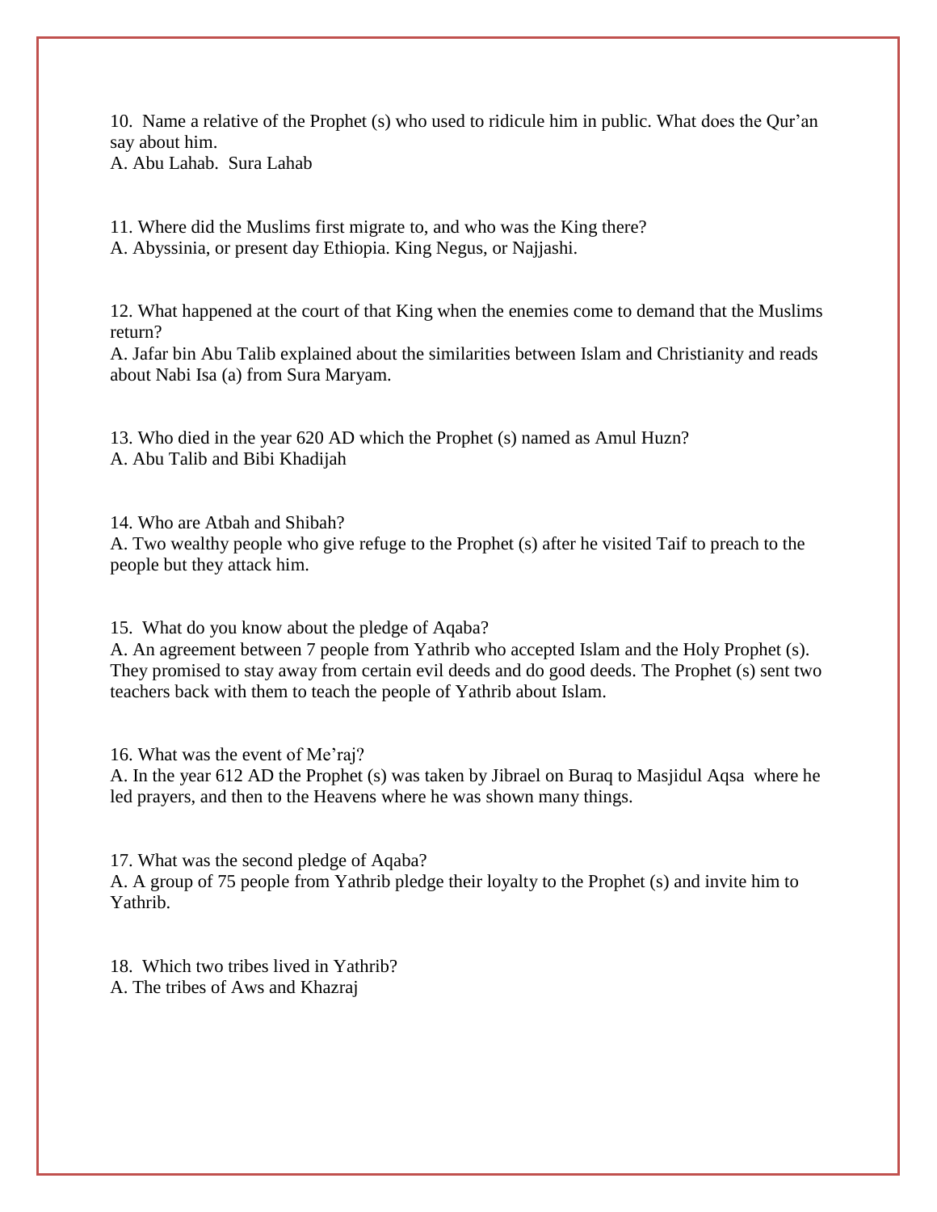10. Name a relative of the Prophet (s) who used to ridicule him in public. What does the Qur'an say about him.
A. Abu Lahab. Sura Lahab

11. Where did the Muslims first migrate to, and who was the King there?
A. Abyssinia, or present day Ethiopia. King Negus, or Najjashi.

12. What happened at the court of that King when the enemies come to demand that the Muslims return?
A. Jafar bin Abu Talib explained about the similarities between Islam and Christianity and reads about Nabi Isa (a) from Sura Maryam.

13. Who died in the year 620 AD which the Prophet (s) named as Amul Huzn?
A. Abu Talib and Bibi Khadijah

14. Who are Atbah and Shibah?
A. Two wealthy people who give refuge to the Prophet (s) after he visited Taif to preach to the people but they attack him.

15. What do you know about the pledge of Aqaba?
A. An agreement between 7 people from Yathrib who accepted Islam and the Holy Prophet (s). They promised to stay away from certain evil deeds and do good deeds. The Prophet (s) sent two teachers back with them to teach the people of Yathrib about Islam.

16. What was the event of Me'raj?
A. In the year 612 AD the Prophet (s) was taken by Jibrael on Buraq to Masjidul Aqsa where he led prayers, and then to the Heavens where he was shown many things.

17. What was the second pledge of Aqaba?
A. A group of 75 people from Yathrib pledge their loyalty to the Prophet (s) and invite him to Yathrib.

18. Which two tribes lived in Yathrib?
A. The tribes of Aws and Khazraj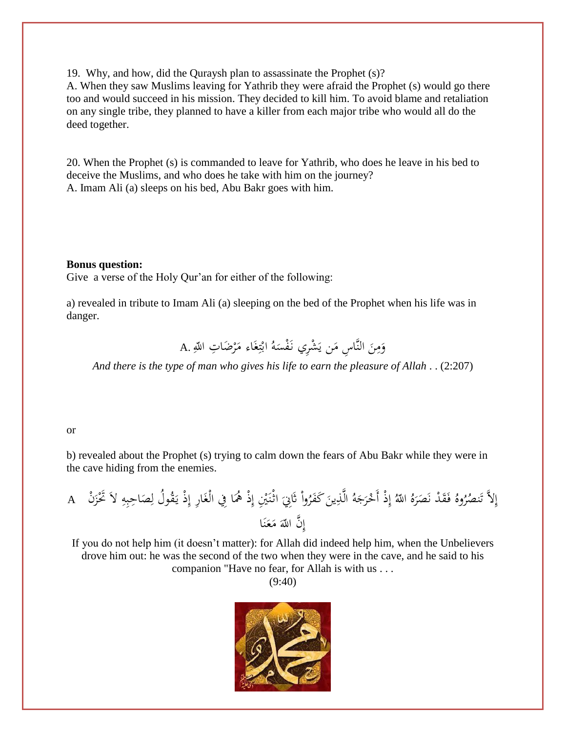19. Why, and how, did the Quraysh plan to assassinate the Prophet (s)?
A. When they saw Muslims leaving for Yathrib they were afraid the Prophet (s) would go there too and would succeed in his mission. They decided to kill him. To avoid blame and retaliation on any single tribe, they planned to have a killer from each major tribe who would all do the deed together.

20. When the Prophet (s) is commanded to leave for Yathrib, who does he leave in his bed to deceive the Muslims, and who does he take with him on the journey?
A. Imam Ali (a) sleeps on his bed, Abu Bakr goes with him.

**Bonus question:**
Give a verse of the Holy Qur'an for either of the following:

a) revealed in tribute to Imam Ali (a) sleeping on the bed of the Prophet when his life was in danger.

A. وَمِنَ النَّاسِ مَن يَشْرِي نَفْسَهُ ابْتِغَاء مَرْضَاتِ اللّهِ

*And there is the type of man who gives his life to earn the pleasure of Allah . .* (2:207)

or

b) revealed about the Prophet (s) trying to calm down the fears of Abu Bakr while they were in the cave hiding from the enemies.

A إِلاَّ تَنصُرُوهُ فَقَدْ نَصَرَهُ اللّهُ إِذْ أَخْرَجَهُ الَّذِينَ كَفَرُواْ ثَانِيَ اثْنَيْنِ إِذْ هُمَا فِي الْغَارِ إِذْ يَقُولُ لِصَاحِبِهِ لاَ تَحْزَنْ إِنَّ اللّهَ مَعَنَا

If you do not help him (it doesn't matter): for Allah did indeed help him, when the Unbelievers drove him out: he was the second of the two when they were in the cave, and he said to his companion "Have no fear, for Allah is with us . . .
(9:40)